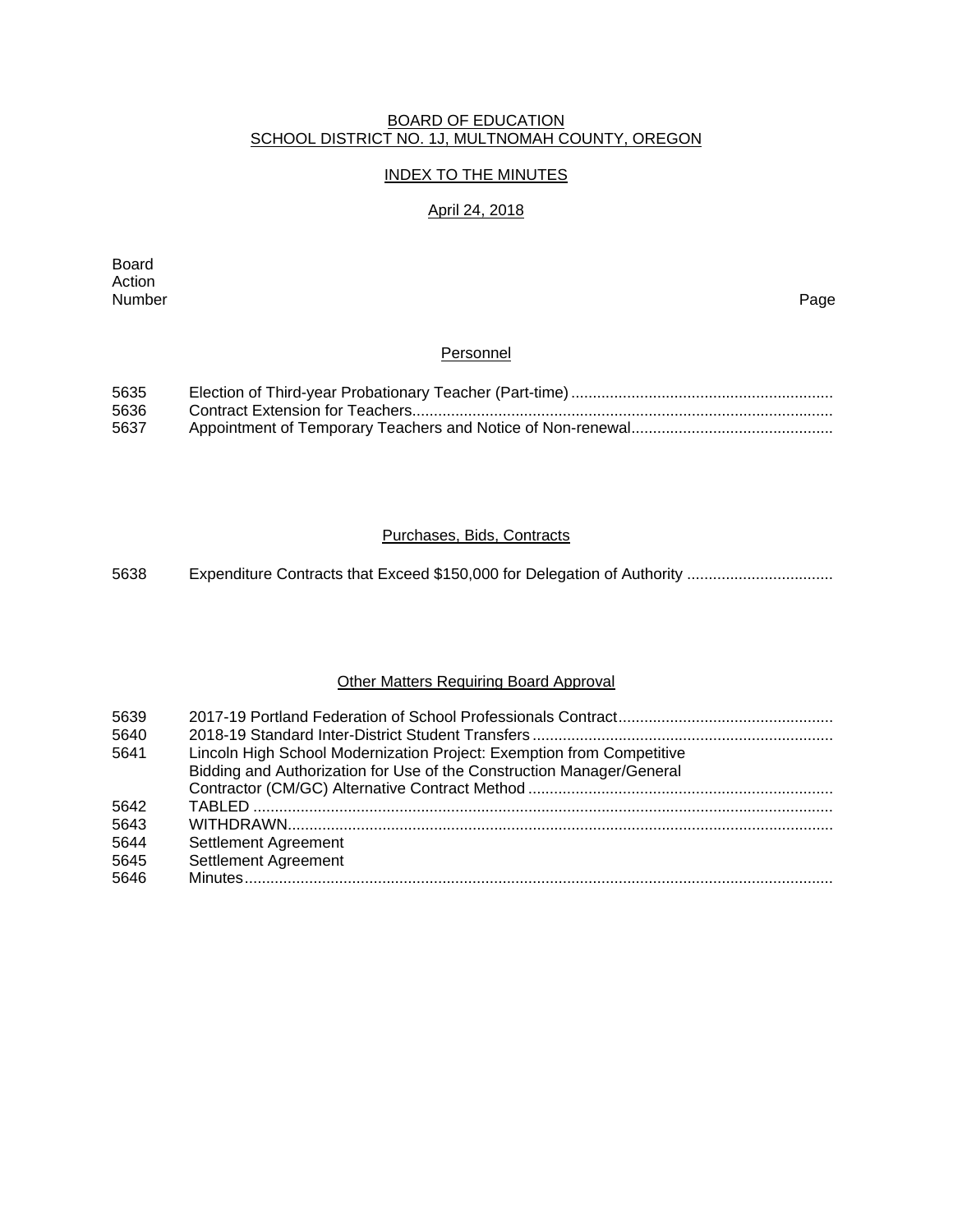BOARD OF EDUCATION
SCHOOL DISTRICT NO. 1J, MULTNOMAH COUNTY, OREGON

INDEX TO THE MINUTES

April 24, 2018

| Board Action Number | | Page |
|---|---|---|

## Personnel

| | | |
|---|---|---|
| 5635 | Election of Third-year Probationary Teacher (Part-time) | |
| 5636 | Contract Extension for Teachers | |
| 5637 | Appointment of Temporary Teachers and Notice of Non-renewal | |

## Purchases, Bids, Contracts

| | | |
|---|---|---|
| 5638 | Expenditure Contracts that Exceed $150,000 for Delegation of Authority | |

## Other Matters Requiring Board Approval

| | | |
|---|---|---|
| 5639 | 2017-19 Portland Federation of School Professionals Contract | |
| 5640 | 2018-19 Standard Inter-District Student Transfers | |
| 5641 | Lincoln High School Modernization Project: Exemption from Competitive Bidding and Authorization for Use of the Construction Manager/General Contractor (CM/GC) Alternative Contract Method | |
| 5642 | TABLED | |
| 5643 | WITHDRAWN | |
| 5644 | Settlement Agreement | |
| 5645 | Settlement Agreement | |
| 5646 | Minutes | |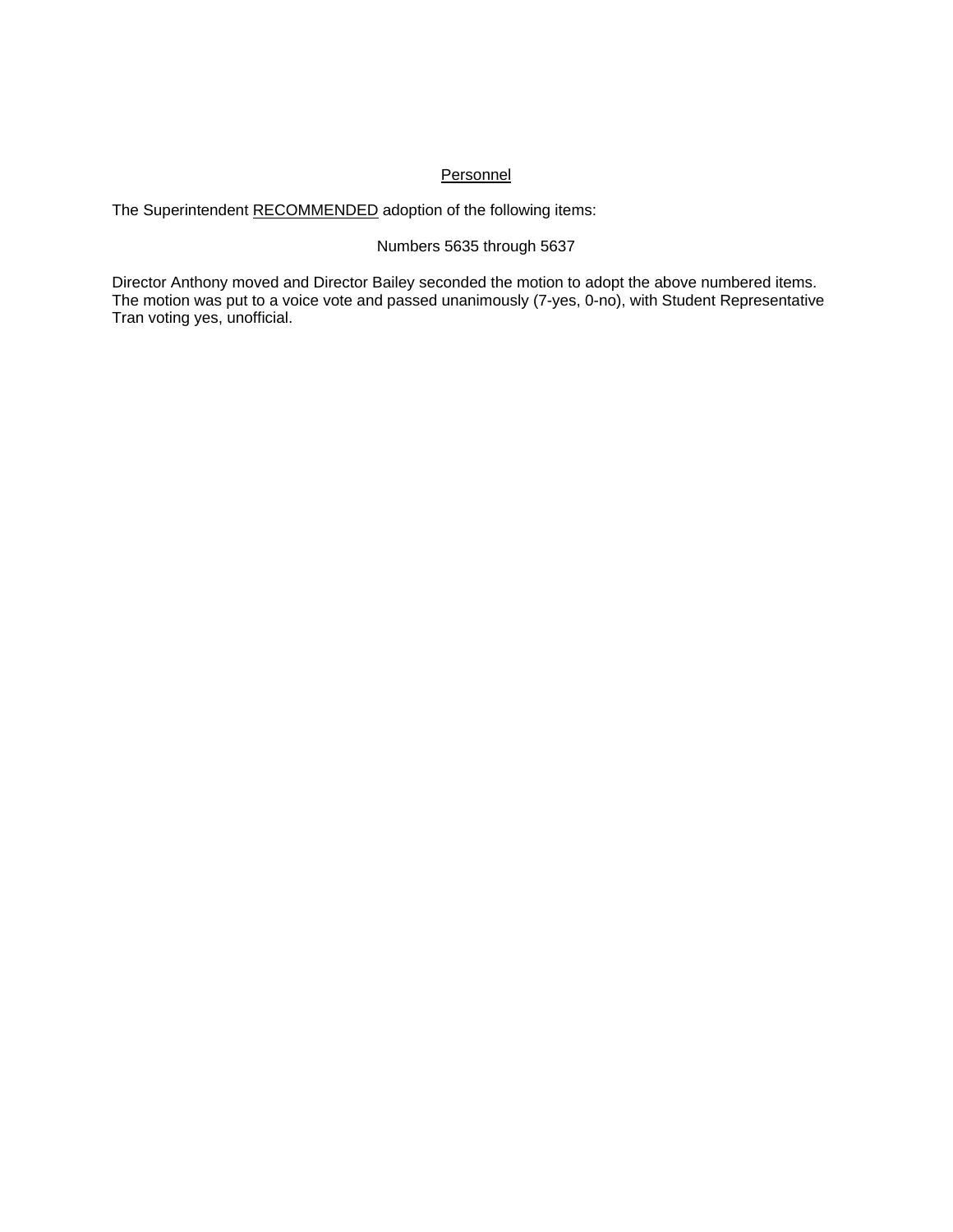<u>Personnel</u>

The Superintendent <u>RECOMMENDED</u> adoption of the following items:

Numbers 5635 through 5637

Director Anthony moved and Director Bailey seconded the motion to adopt the above numbered items. The motion was put to a voice vote and passed unanimously (7-yes, 0-no), with Student Representative Tran voting yes, unofficial.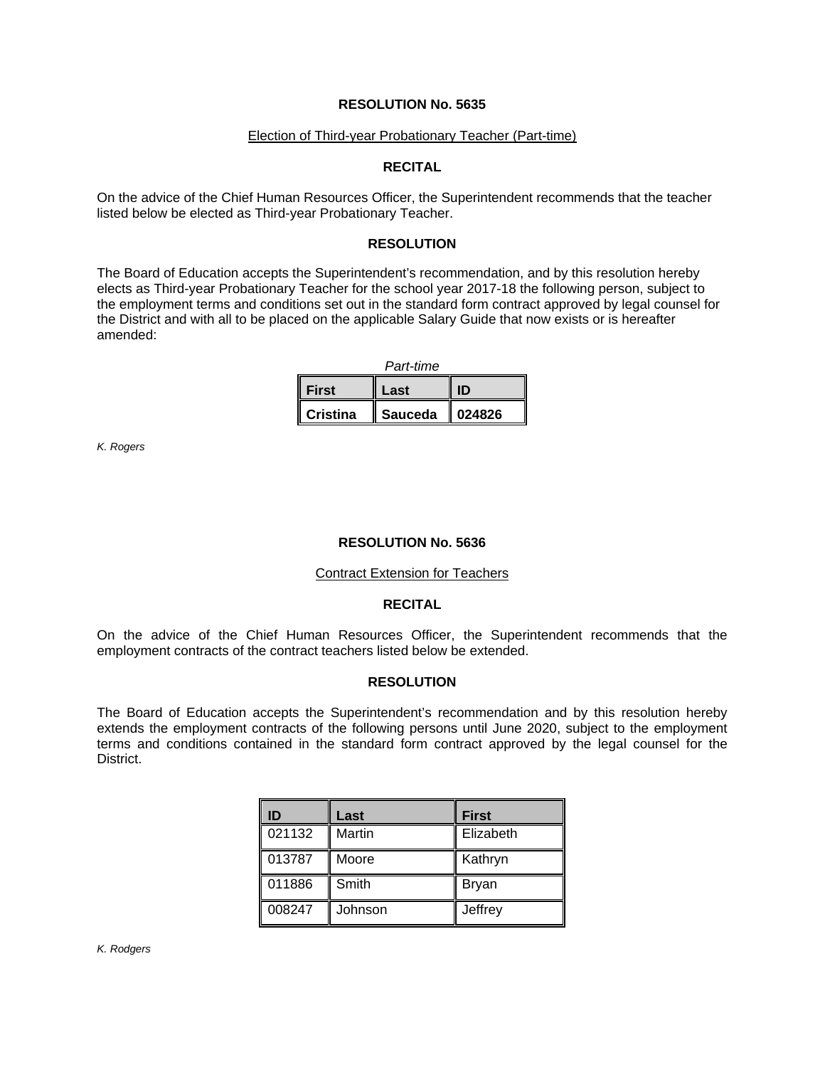**RESOLUTION No. 5635**

Election of Third-year Probationary Teacher (Part-time)

**RECITAL**

On the advice of the Chief Human Resources Officer, the Superintendent recommends that the teacher listed below be elected as Third-year Probationary Teacher.

**RESOLUTION**

The Board of Education accepts the Superintendent's recommendation, and by this resolution hereby elects as Third-year Probationary Teacher for the school year 2017-18 the following person, subject to the employment terms and conditions set out in the standard form contract approved by legal counsel for the District and with all to be placed on the applicable Salary Guide that now exists or is hereafter amended:

*Part-time*

| First | Last | ID |
|---|---|---|
| **Cristina** | **Sauceda** | **024826** |

*K. Rogers*

**RESOLUTION No. 5636**

Contract Extension for Teachers

**RECITAL**

On the advice of the Chief Human Resources Officer, the Superintendent recommends that the employment contracts of the contract teachers listed below be extended.

**RESOLUTION**

The Board of Education accepts the Superintendent's recommendation and by this resolution hereby extends the employment contracts of the following persons until June 2020, subject to the employment terms and conditions contained in the standard form contract approved by the legal counsel for the District.

| ID | Last | First |
|---|---|---|
| 021132 | Martin | Elizabeth |
| 013787 | Moore | Kathryn |
| 011886 | Smith | Bryan |
| 008247 | Johnson | Jeffrey |

*K. Rodgers*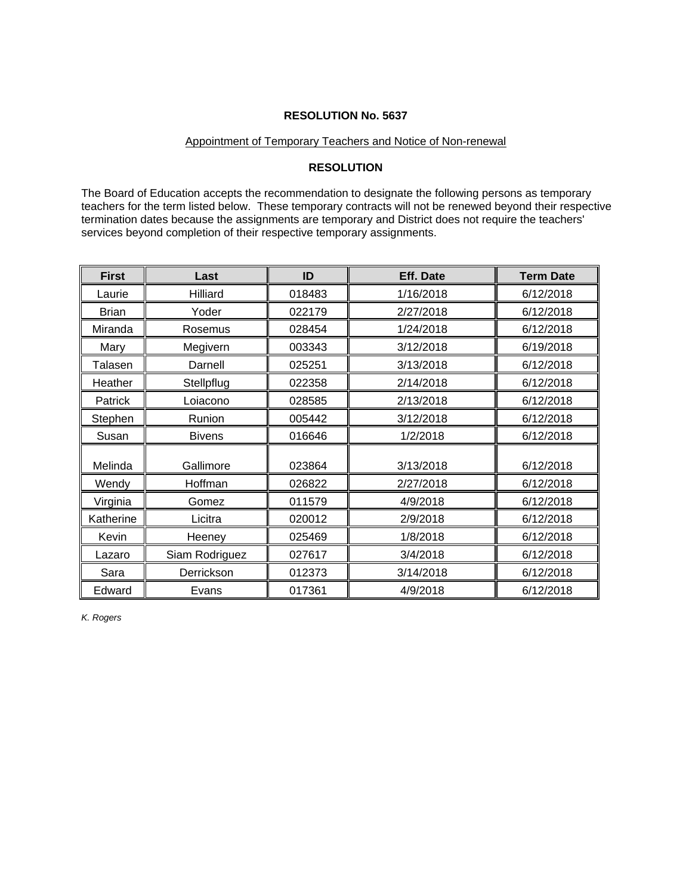**RESOLUTION No. 5637**

Appointment of Temporary Teachers and Notice of Non-renewal

**RESOLUTION**

The Board of Education accepts the recommendation to designate the following persons as temporary teachers for the term listed below. These temporary contracts will not be renewed beyond their respective termination dates because the assignments are temporary and District does not require the teachers' services beyond completion of their respective temporary assignments.

| First | Last | ID | Eff. Date | Term Date |
|---|---|---|---|---|
| Laurie | Hilliard | 018483 | 1/16/2018 | 6/12/2018 |
| Brian | Yoder | 022179 | 2/27/2018 | 6/12/2018 |
| Miranda | Rosemus | 028454 | 1/24/2018 | 6/12/2018 |
| Mary | Megivern | 003343 | 3/12/2018 | 6/19/2018 |
| Talasen | Darnell | 025251 | 3/13/2018 | 6/12/2018 |
| Heather | Stellpflug | 022358 | 2/14/2018 | 6/12/2018 |
| Patrick | Loiacono | 028585 | 2/13/2018 | 6/12/2018 |
| Stephen | Runion | 005442 | 3/12/2018 | 6/12/2018 |
| Susan | Bivens | 016646 | 1/2/2018 | 6/12/2018 |
| Melinda | Gallimore | 023864 | 3/13/2018 | 6/12/2018 |
| Wendy | Hoffman | 026822 | 2/27/2018 | 6/12/2018 |
| Virginia | Gomez | 011579 | 4/9/2018 | 6/12/2018 |
| Katherine | Licitra | 020012 | 2/9/2018 | 6/12/2018 |
| Kevin | Heeney | 025469 | 1/8/2018 | 6/12/2018 |
| Lazaro | Siam Rodriguez | 027617 | 3/4/2018 | 6/12/2018 |
| Sara | Derrickson | 012373 | 3/14/2018 | 6/12/2018 |
| Edward | Evans | 017361 | 4/9/2018 | 6/12/2018 |

*K. Rogers*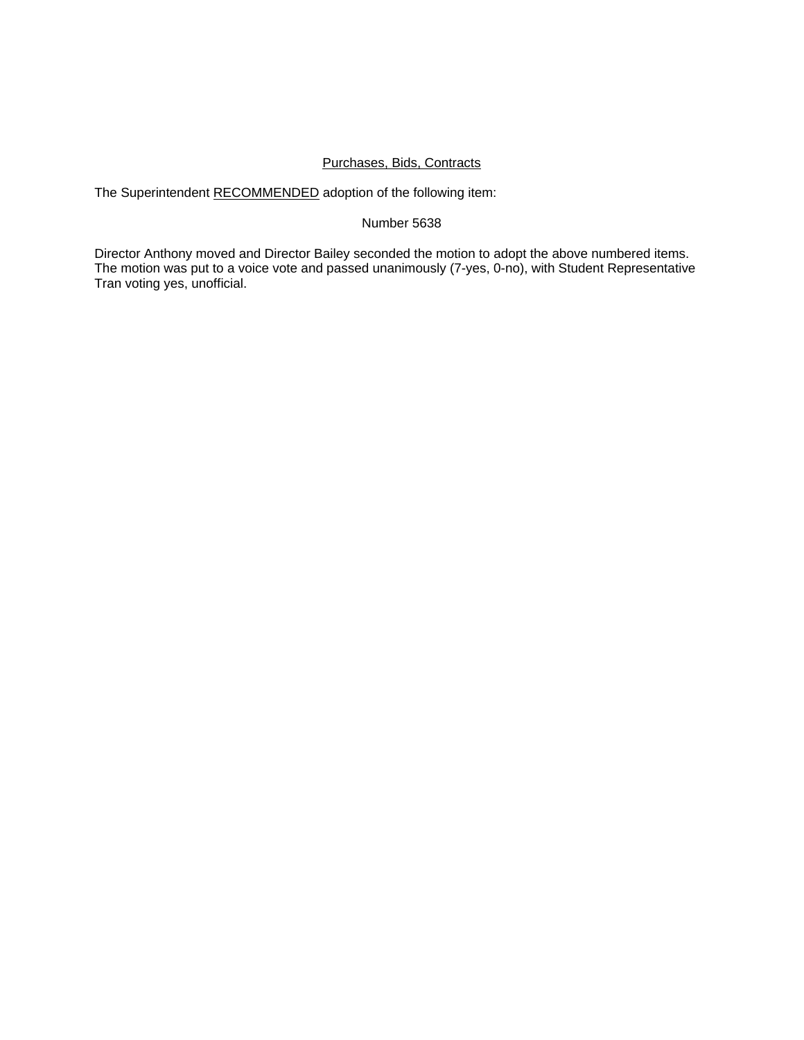<u>Purchases, Bids, Contracts</u>

The Superintendent <u>RECOMMENDED</u> adoption of the following item:

Number 5638

Director Anthony moved and Director Bailey seconded the motion to adopt the above numbered items. The motion was put to a voice vote and passed unanimously (7-yes, 0-no), with Student Representative Tran voting yes, unofficial.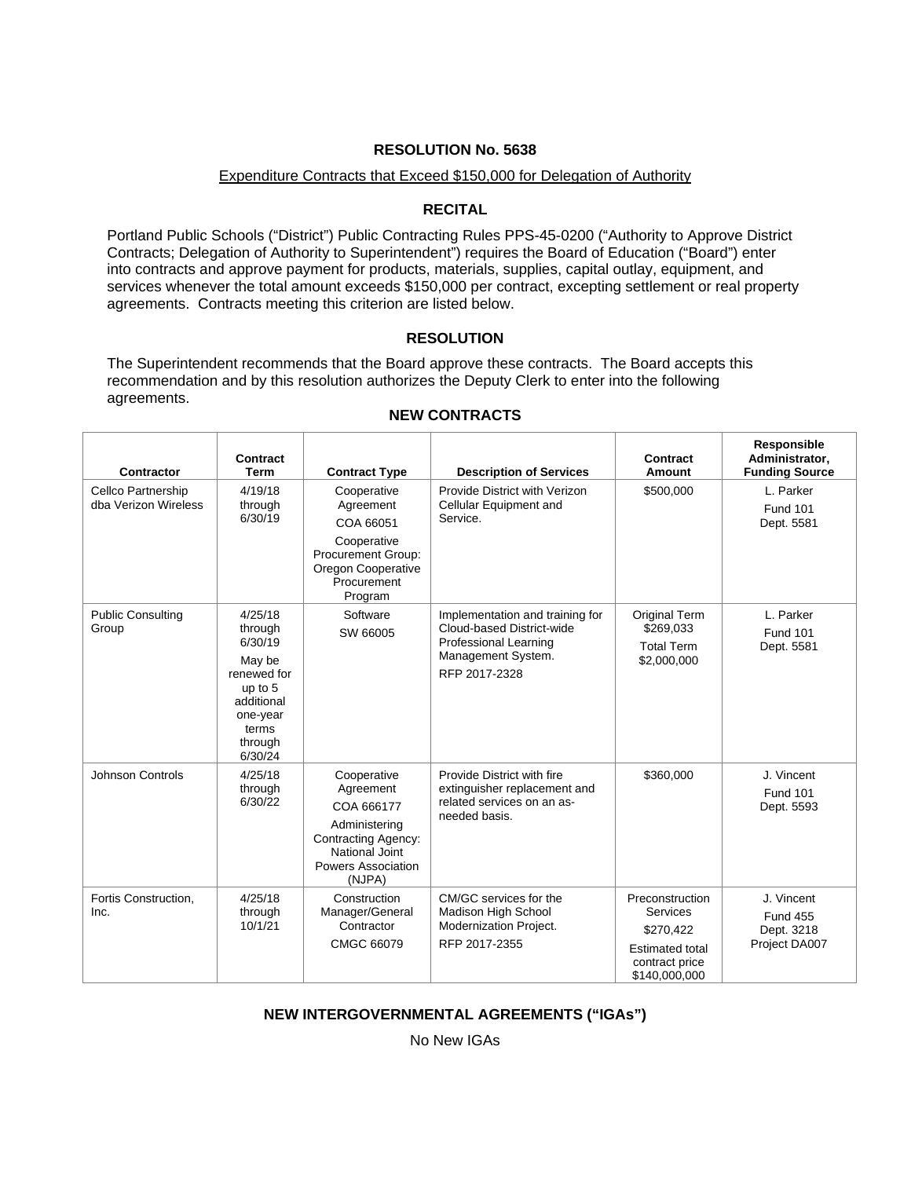## RESOLUTION No. 5638

Expenditure Contracts that Exceed $150,000 for Delegation of Authority

### RECITAL

Portland Public Schools ("District") Public Contracting Rules PPS-45-0200 ("Authority to Approve District Contracts; Delegation of Authority to Superintendent") requires the Board of Education ("Board") enter into contracts and approve payment for products, materials, supplies, capital outlay, equipment, and services whenever the total amount exceeds $150,000 per contract, excepting settlement or real property agreements. Contracts meeting this criterion are listed below.

### RESOLUTION

The Superintendent recommends that the Board approve these contracts. The Board accepts this recommendation and by this resolution authorizes the Deputy Clerk to enter into the following agreements.

### NEW CONTRACTS

| Contractor | Contract Term | Contract Type | Description of Services | Contract Amount | Responsible Administrator, Funding Source |
|---|---|---|---|---|---|
| Cellco Partnership dba Verizon Wireless | 4/19/18 through 6/30/19 | Cooperative Agreement<br>COA 66051<br>Cooperative Procurement Group: Oregon Cooperative Procurement Program | Provide District with Verizon Cellular Equipment and Service. | $500,000 | L. Parker<br>Fund 101<br>Dept. 5581 |
| Public Consulting Group | 4/25/18 through 6/30/19<br>May be renewed for up to 5 additional one-year terms through 6/30/24 | Software<br>SW 66005 | Implementation and training for Cloud-based District-wide Professional Learning Management System.<br>RFP 2017-2328 | Original Term $269,033<br>Total Term $2,000,000 | L. Parker<br>Fund 101<br>Dept. 5581 |
| Johnson Controls | 4/25/18 through 6/30/22 | Cooperative Agreement<br>COA 666177<br>Administering Contracting Agency: National Joint Powers Association (NJPA) | Provide District with fire extinguisher replacement and related services on an as-needed basis. | $360,000 | J. Vincent<br>Fund 101<br>Dept. 5593 |
| Fortis Construction, Inc. | 4/25/18 through 10/1/21 | Construction Manager/General Contractor<br>CMGC 66079 | CM/GC services for the Madison High School Modernization Project.<br>RFP 2017-2355 | Preconstruction Services<br>$270,422<br>Estimated total contract price $140,000,000 | J. Vincent<br>Fund 455<br>Dept. 3218<br>Project DA007 |

### NEW INTERGOVERNMENTAL AGREEMENTS ("IGAs")

No New IGAs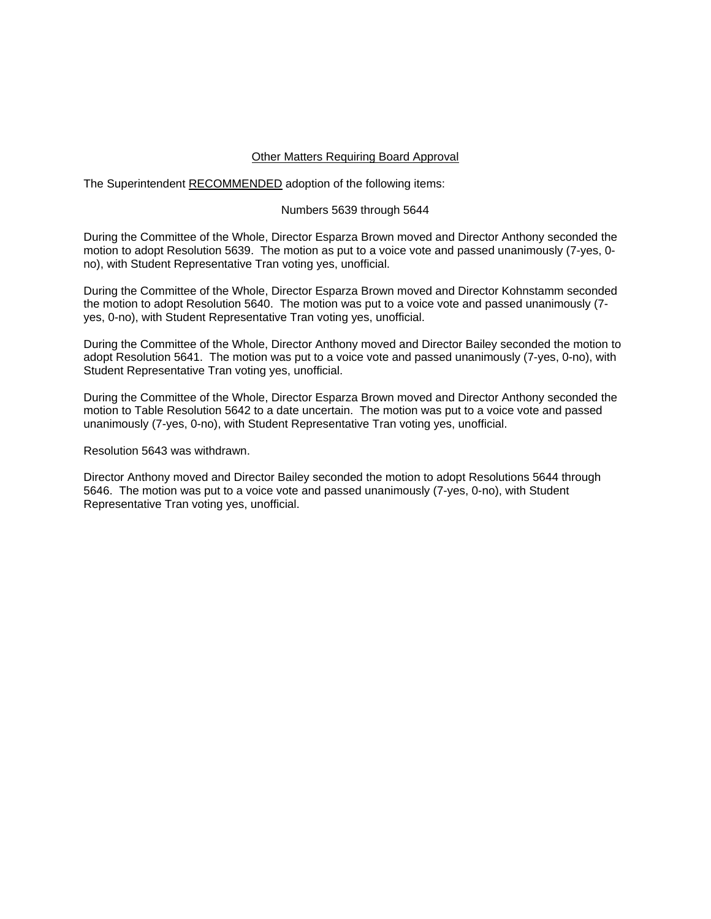Other Matters Requiring Board Approval

The Superintendent RECOMMENDED adoption of the following items:

Numbers 5639 through 5644

During the Committee of the Whole, Director Esparza Brown moved and Director Anthony seconded the motion to adopt Resolution 5639. The motion as put to a voice vote and passed unanimously (7-yes, 0-no), with Student Representative Tran voting yes, unofficial.

During the Committee of the Whole, Director Esparza Brown moved and Director Kohnstamm seconded the motion to adopt Resolution 5640. The motion was put to a voice vote and passed unanimously (7-yes, 0-no), with Student Representative Tran voting yes, unofficial.

During the Committee of the Whole, Director Anthony moved and Director Bailey seconded the motion to adopt Resolution 5641. The motion was put to a voice vote and passed unanimously (7-yes, 0-no), with Student Representative Tran voting yes, unofficial.

During the Committee of the Whole, Director Esparza Brown moved and Director Anthony seconded the motion to Table Resolution 5642 to a date uncertain. The motion was put to a voice vote and passed unanimously (7-yes, 0-no), with Student Representative Tran voting yes, unofficial.

Resolution 5643 was withdrawn.

Director Anthony moved and Director Bailey seconded the motion to adopt Resolutions 5644 through 5646. The motion was put to a voice vote and passed unanimously (7-yes, 0-no), with Student Representative Tran voting yes, unofficial.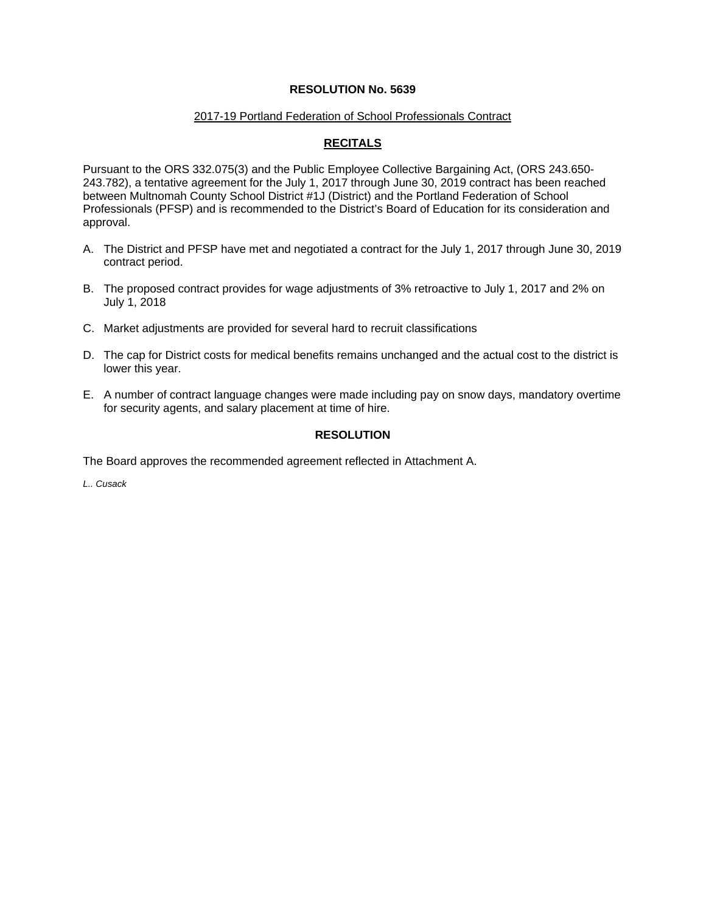**RESOLUTION No. 5639**

2017-19 Portland Federation of School Professionals Contract

**RECITALS**

Pursuant to the ORS 332.075(3) and the Public Employee Collective Bargaining Act, (ORS 243.650-243.782), a tentative agreement for the July 1, 2017 through June 30, 2019 contract has been reached between Multnomah County School District #1J (District) and the Portland Federation of School Professionals (PFSP) and is recommended to the District's Board of Education for its consideration and approval.

A. The District and PFSP have met and negotiated a contract for the July 1, 2017 through June 30, 2019 contract period.

B. The proposed contract provides for wage adjustments of 3% retroactive to July 1, 2017 and 2% on July 1, 2018

C. Market adjustments are provided for several hard to recruit classifications

D. The cap for District costs for medical benefits remains unchanged and the actual cost to the district is lower this year.

E. A number of contract language changes were made including pay on snow days, mandatory overtime for security agents, and salary placement at time of hire.

**RESOLUTION**

The Board approves the recommended agreement reflected in Attachment A.

*L.. Cusack*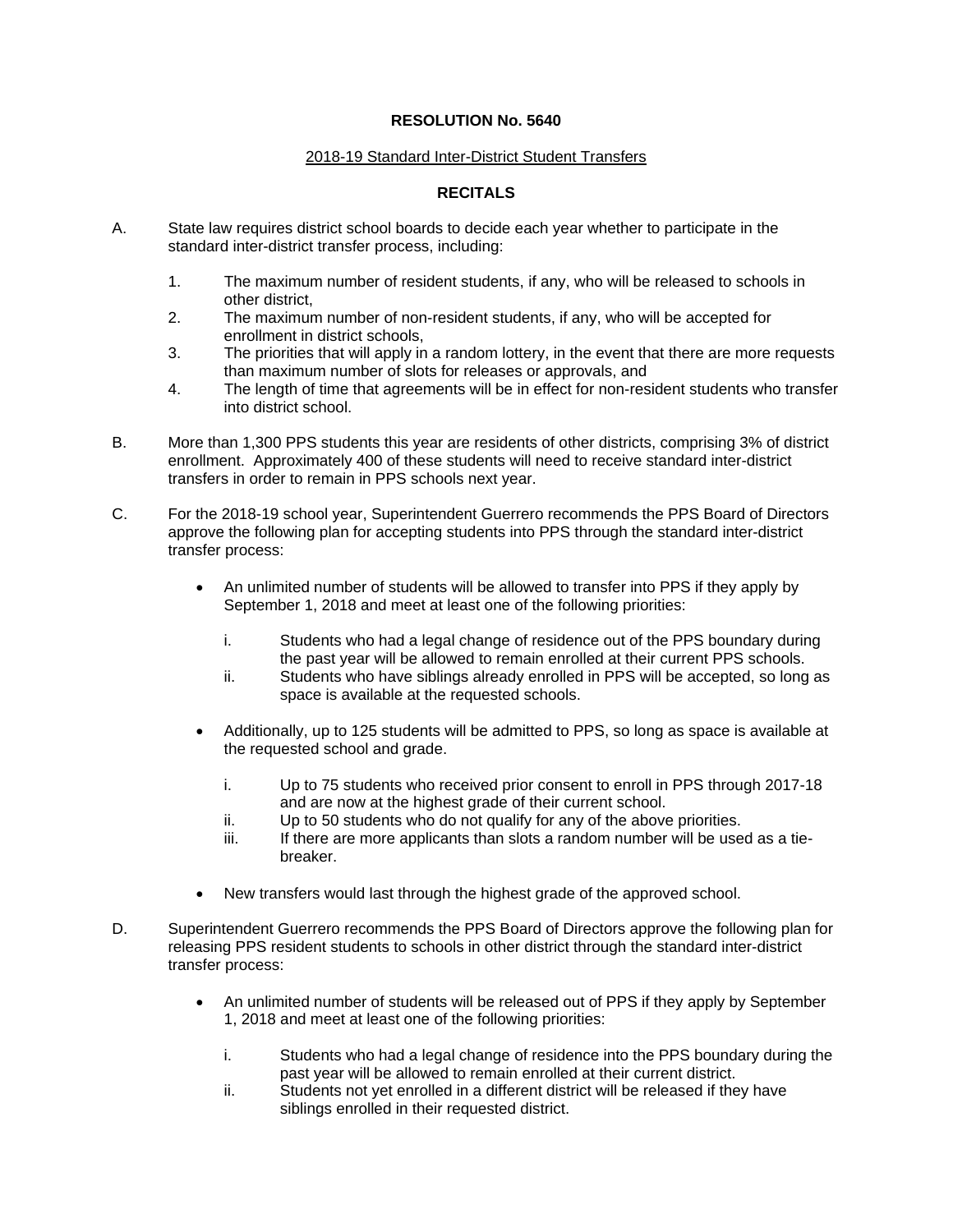**RESOLUTION No. 5640**

2018-19 Standard Inter-District Student Transfers

**RECITALS**

A. State law requires district school boards to decide each year whether to participate in the standard inter-district transfer process, including:

   1. The maximum number of resident students, if any, who will be released to schools in other district,
   2. The maximum number of non-resident students, if any, who will be accepted for enrollment in district schools,
   3. The priorities that will apply in a random lottery, in the event that there are more requests than maximum number of slots for releases or approvals, and
   4. The length of time that agreements will be in effect for non-resident students who transfer into district school.

B. More than 1,300 PPS students this year are residents of other districts, comprising 3% of district enrollment. Approximately 400 of these students will need to receive standard inter-district transfers in order to remain in PPS schools next year.

C. For the 2018-19 school year, Superintendent Guerrero recommends the PPS Board of Directors approve the following plan for accepting students into PPS through the standard inter-district transfer process:

   - An unlimited number of students will be allowed to transfer into PPS if they apply by September 1, 2018 and meet at least one of the following priorities:

     i. Students who had a legal change of residence out of the PPS boundary during the past year will be allowed to remain enrolled at their current PPS schools.
     ii. Students who have siblings already enrolled in PPS will be accepted, so long as space is available at the requested schools.

   - Additionally, up to 125 students will be admitted to PPS, so long as space is available at the requested school and grade.

     i. Up to 75 students who received prior consent to enroll in PPS through 2017-18 and are now at the highest grade of their current school.
     ii. Up to 50 students who do not qualify for any of the above priorities.
     iii. If there are more applicants than slots a random number will be used as a tie-breaker.

   - New transfers would last through the highest grade of the approved school.

D. Superintendent Guerrero recommends the PPS Board of Directors approve the following plan for releasing PPS resident students to schools in other district through the standard inter-district transfer process:

   - An unlimited number of students will be released out of PPS if they apply by September 1, 2018 and meet at least one of the following priorities:

     i. Students who had a legal change of residence into the PPS boundary during the past year will be allowed to remain enrolled at their current district.
     ii. Students not yet enrolled in a different district will be released if they have siblings enrolled in their requested district.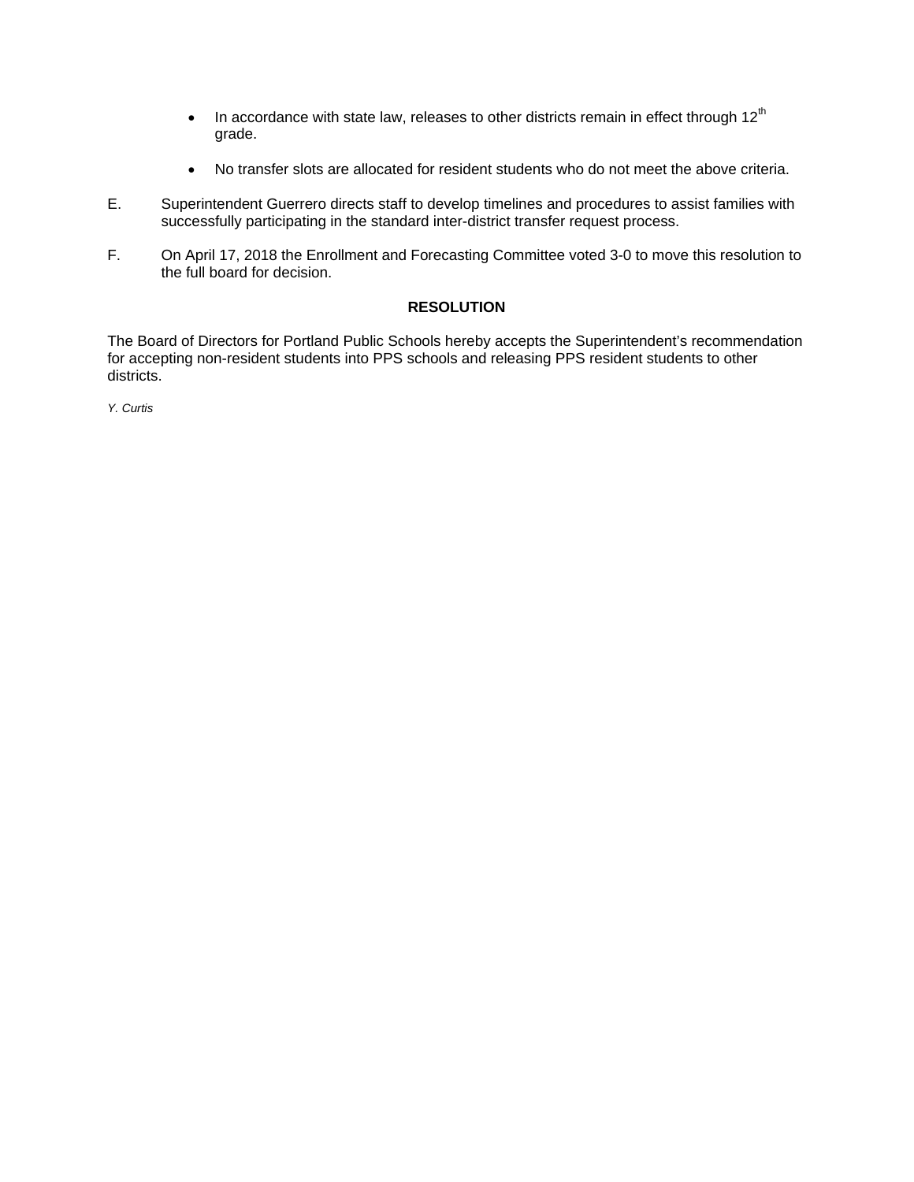- In accordance with state law, releases to other districts remain in effect through 12th grade.

- No transfer slots are allocated for resident students who do not meet the above criteria.

E. Superintendent Guerrero directs staff to develop timelines and procedures to assist families with successfully participating in the standard inter-district transfer request process.

F. On April 17, 2018 the Enrollment and Forecasting Committee voted 3-0 to move this resolution to the full board for decision.

**RESOLUTION**

The Board of Directors for Portland Public Schools hereby accepts the Superintendent's recommendation for accepting non-resident students into PPS schools and releasing PPS resident students to other districts.

*Y. Curtis*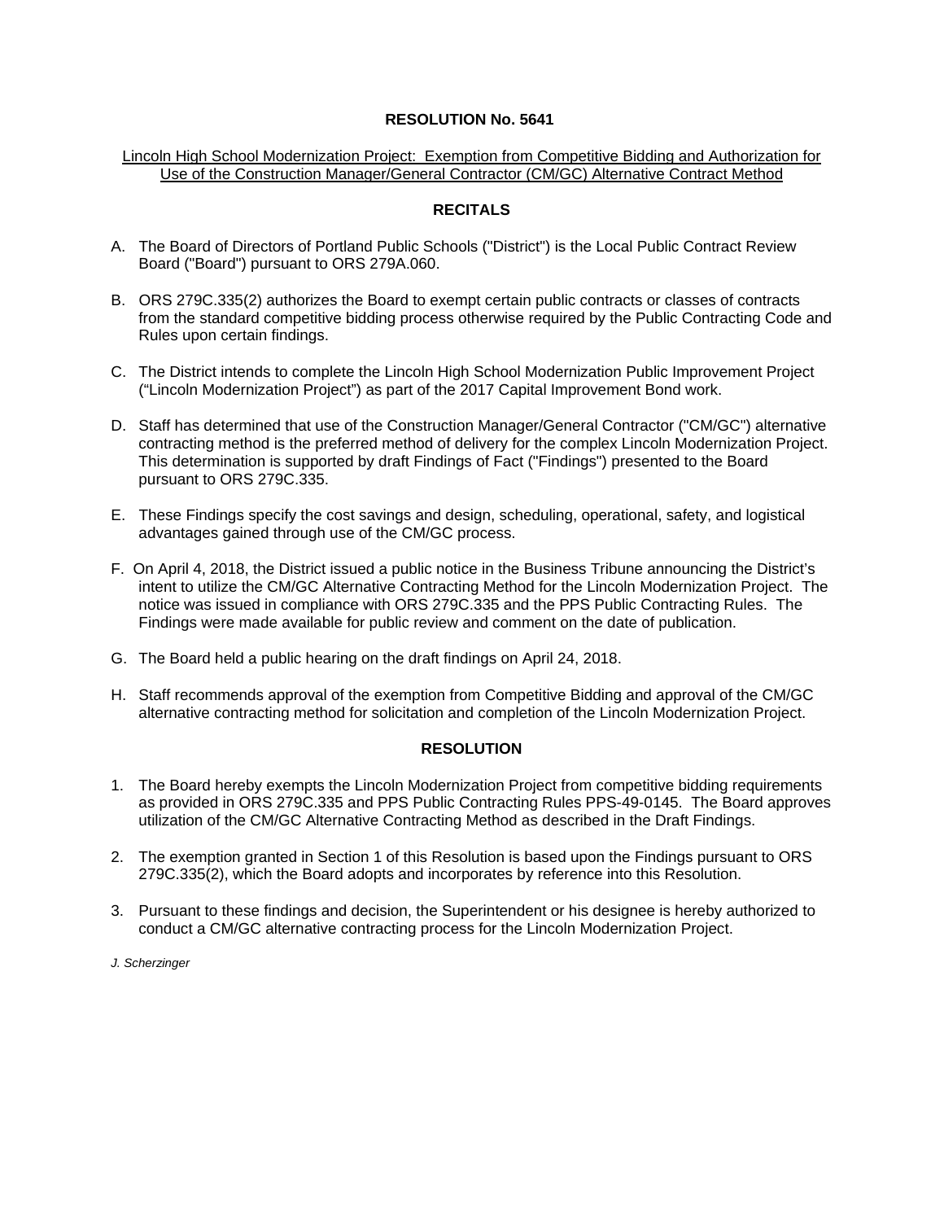# RESOLUTION No. 5641

<u>Lincoln High School Modernization Project: Exemption from Competitive Bidding and Authorization for Use of the Construction Manager/General Contractor (CM/GC) Alternative Contract Method</u>

## RECITALS

A. The Board of Directors of Portland Public Schools ("District") is the Local Public Contract Review Board ("Board") pursuant to ORS 279A.060.

B. ORS 279C.335(2) authorizes the Board to exempt certain public contracts or classes of contracts from the standard competitive bidding process otherwise required by the Public Contracting Code and Rules upon certain findings.

C. The District intends to complete the Lincoln High School Modernization Public Improvement Project ("Lincoln Modernization Project") as part of the 2017 Capital Improvement Bond work.

D. Staff has determined that use of the Construction Manager/General Contractor ("CM/GC") alternative contracting method is the preferred method of delivery for the complex Lincoln Modernization Project. This determination is supported by draft Findings of Fact ("Findings") presented to the Board pursuant to ORS 279C.335.

E. These Findings specify the cost savings and design, scheduling, operational, safety, and logistical advantages gained through use of the CM/GC process.

F. On April 4, 2018, the District issued a public notice in the Business Tribune announcing the District's intent to utilize the CM/GC Alternative Contracting Method for the Lincoln Modernization Project. The notice was issued in compliance with ORS 279C.335 and the PPS Public Contracting Rules. The Findings were made available for public review and comment on the date of publication.

G. The Board held a public hearing on the draft findings on April 24, 2018.

H. Staff recommends approval of the exemption from Competitive Bidding and approval of the CM/GC alternative contracting method for solicitation and completion of the Lincoln Modernization Project.

## RESOLUTION

1. The Board hereby exempts the Lincoln Modernization Project from competitive bidding requirements as provided in ORS 279C.335 and PPS Public Contracting Rules PPS-49-0145. The Board approves utilization of the CM/GC Alternative Contracting Method as described in the Draft Findings.

2. The exemption granted in Section 1 of this Resolution is based upon the Findings pursuant to ORS 279C.335(2), which the Board adopts and incorporates by reference into this Resolution.

3. Pursuant to these findings and decision, the Superintendent or his designee is hereby authorized to conduct a CM/GC alternative contracting process for the Lincoln Modernization Project.

*J. Scherzinger*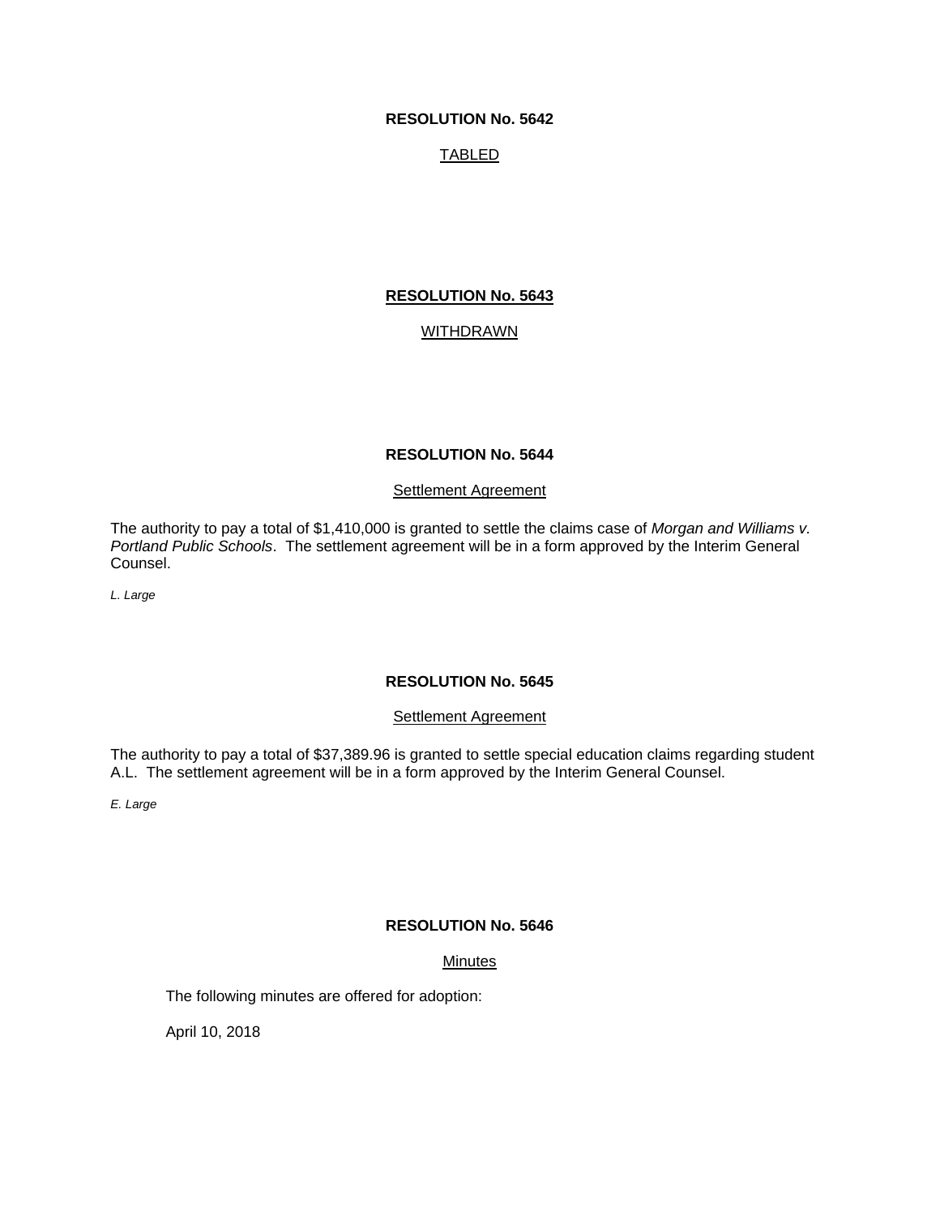**RESOLUTION No. 5642**

TABLED

**RESOLUTION No. 5643**

WITHDRAWN

**RESOLUTION No. 5644**

Settlement Agreement

The authority to pay a total of $1,410,000 is granted to settle the claims case of *Morgan and Williams v. Portland Public Schools*. The settlement agreement will be in a form approved by the Interim General Counsel.

*L. Large*

**RESOLUTION No. 5645**

Settlement Agreement

The authority to pay a total of $37,389.96 is granted to settle special education claims regarding student A.L. The settlement agreement will be in a form approved by the Interim General Counsel.

*E. Large*

**RESOLUTION No. 5646**

Minutes

The following minutes are offered for adoption:

April 10, 2018